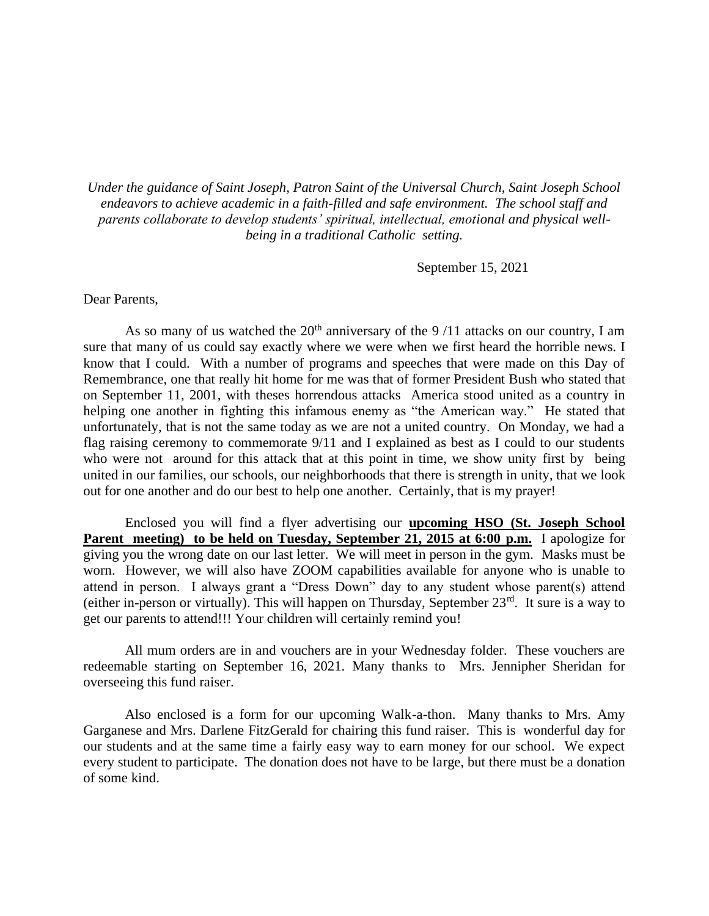*Under the guidance of Saint Joseph, Patron Saint of the Universal Church, Saint Joseph School endeavors to achieve academic in a faith-filled and safe environment. The school staff and parents collaborate to develop students' spiritual, intellectual, emotional and physical well-being in a traditional Catholic setting.*

September 15, 2021

Dear Parents,

As so many of us watched the 20th anniversary of the 9 /11 attacks on our country, I am sure that many of us could say exactly where we were when we first heard the horrible news. I know that I could. With a number of programs and speeches that were made on this Day of Remembrance, one that really hit home for me was that of former President Bush who stated that on September 11, 2001, with theses horrendous attacks America stood united as a country in helping one another in fighting this infamous enemy as "the American way." He stated that unfortunately, that is not the same today as we are not a united country. On Monday, we had a flag raising ceremony to commemorate 9/11 and I explained as best as I could to our students who were not around for this attack that at this point in time, we show unity first by being united in our families, our schools, our neighborhoods that there is strength in unity, that we look out for one another and do our best to help one another. Certainly, that is my prayer!

Enclosed you will find a flyer advertising our **upcoming HSO (St. Joseph School Parent meeting) to be held on Tuesday, September 21, 2015 at 6:00 p.m.** I apologize for giving you the wrong date on our last letter. We will meet in person in the gym. Masks must be worn. However, we will also have ZOOM capabilities available for anyone who is unable to attend in person. I always grant a "Dress Down" day to any student whose parent(s) attend (either in-person or virtually). This will happen on Thursday, September 23rd. It sure is a way to get our parents to attend!!! Your children will certainly remind you!

All mum orders are in and vouchers are in your Wednesday folder. These vouchers are redeemable starting on September 16, 2021. Many thanks to Mrs. Jennipher Sheridan for overseeing this fund raiser.

Also enclosed is a form for our upcoming Walk-a-thon. Many thanks to Mrs. Amy Garganese and Mrs. Darlene FitzGerald for chairing this fund raiser. This is wonderful day for our students and at the same time a fairly easy way to earn money for our school. We expect every student to participate. The donation does not have to be large, but there must be a donation of some kind.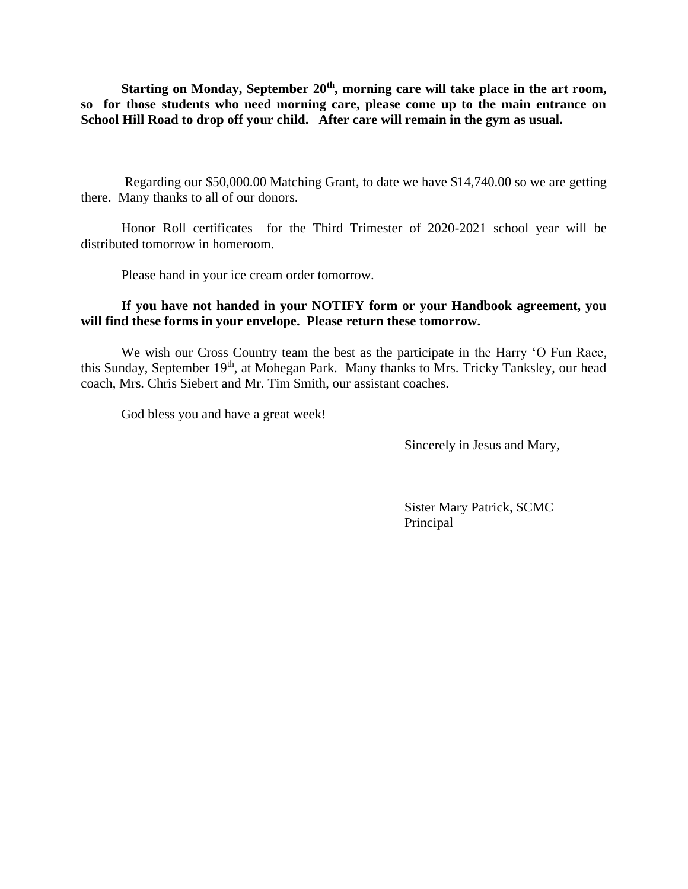**Starting on Monday, September 20th, morning care will take place in the art room, so for those students who need morning care, please come up to the main entrance on School Hill Road to drop off your child. After care will remain in the gym as usual.**

Regarding our $50,000.00 Matching Grant, to date we have $14,740.00 so we are getting there. Many thanks to all of our donors.

Honor Roll certificates for the Third Trimester of 2020-2021 school year will be distributed tomorrow in homeroom.

Please hand in your ice cream order tomorrow.

**If you have not handed in your NOTIFY form or your Handbook agreement, you will find these forms in your envelope. Please return these tomorrow.**

We wish our Cross Country team the best as the participate in the Harry 'O Fun Race, this Sunday, September 19th, at Mohegan Park. Many thanks to Mrs. Tricky Tanksley, our head coach, Mrs. Chris Siebert and Mr. Tim Smith, our assistant coaches.

God bless you and have a great week!

Sincerely in Jesus and Mary,

Sister Mary Patrick, SCMC
Principal